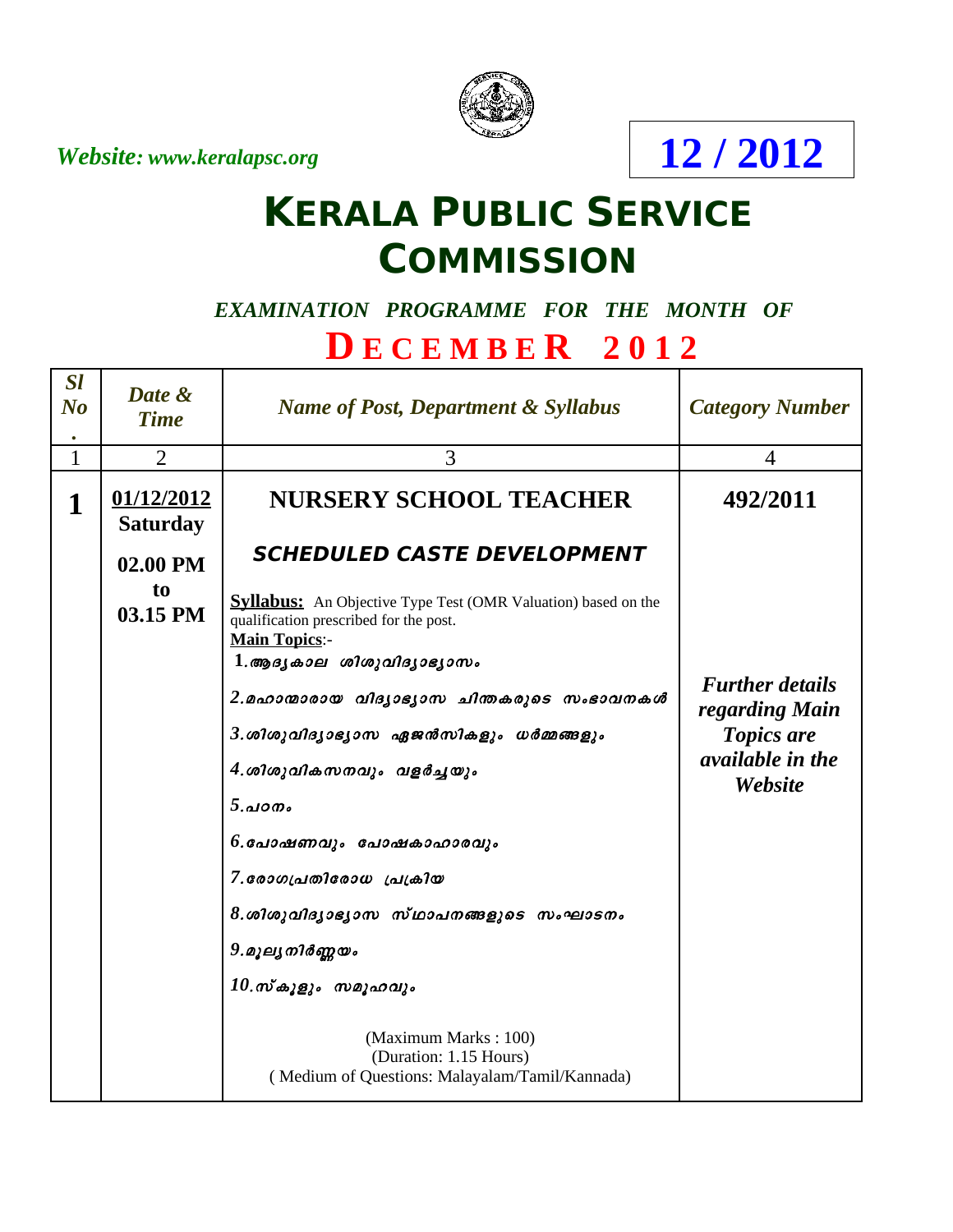*Website: www.keralapsc.org*

**12 / 2012**

# KERALA PUBLIC SERVICE COMMISSION

*EXAMINATION PROGRAMME FOR THE MONTH OF*

## DECEMBER 2012

| Sl No. | Date & Time | Name of Post, Department & Syllabus | Category Number |
|---|---|---|---|
| 1 | 2 | 3 | 4 |
| **1** | **01/12/2012 Saturday** **02.00 PM to 03.15 PM** | **NURSERY SCHOOL TEACHER** **SCHEDULED CASTE DEVELOPMENT** **Syllabus:** An Objective Type Test (OMR Valuation) based on the qualification prescribed for the post. **Main Topics**:- 1.ആദ്യകാല ശിശുവിദ്യാഭ്യാസം 2.മഹാന്മാരായ വിദ്യാഭ്യാസ ചിന്തകരുടെ സംഭാവനകൾ 3.ശിശുവിദ്യാഭ്യാസ ഏജൻസികളും ധർമ്മങ്ങളും 4.ശിശുവികസനവും വളർച്ചയും 5.പഠനം 6.പോഷണവും പോഷകാഹാരവും 7.രോഗപ്രതിരോധ പ്രക്രിയ 8.ശിശുവിദ്യാഭ്യാസ സ്ഥാപനങ്ങളുടെ സംഘാടനം 9.മൂല്യനിർണ്ണയം 10.സ്കൂളും സമൂഹവും (Maximum Marks : 100) (Duration: 1.15 Hours) ( Medium of Questions: Malayalam/Tamil/Kannada) | **492/2011** *Further details regarding Main Topics are available in the Website* |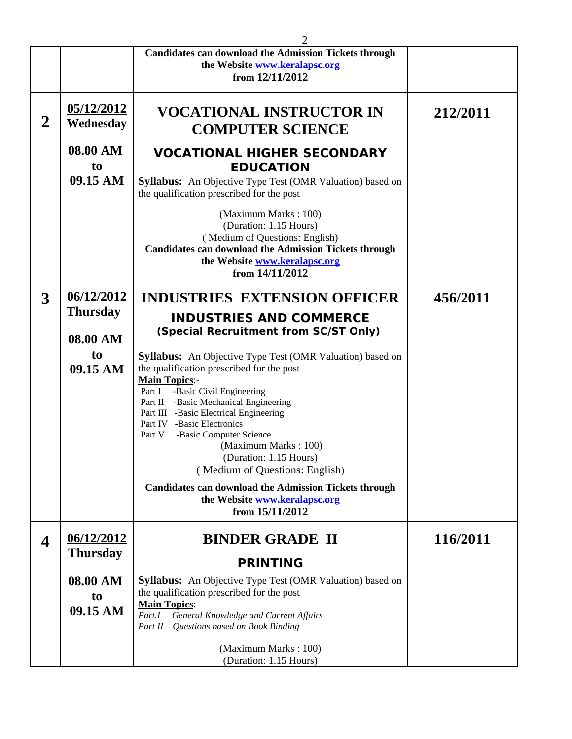| | | | |
|---|---|---|---|
| | | **Candidates can download the Admission Tickets through the Website www.keralapsc.org from 12/11/2012** | |
| **2** | **05/12/2012 Wednesday**<br><br>**08.00 AM to 09.15 AM** | **VOCATIONAL INSTRUCTOR IN COMPUTER SCIENCE**<br><br>**VOCATIONAL HIGHER SECONDARY EDUCATION**<br><br>**Syllabus:** An Objective Type Test (OMR Valuation) based on the qualification prescribed for the post<br><br>(Maximum Marks : 100)<br>(Duration: 1.15 Hours)<br>( Medium of Questions: English)<br>**Candidates can download the Admission Tickets through the Website www.keralapsc.org from 14/11/2012** | **212/2011** |
| **3** | **06/12/2012 Thursday**<br><br>**08.00 AM to 09.15 AM** | **INDUSTRIES EXTENSION OFFICER**<br><br>**INDUSTRIES AND COMMERCE**<br>**(Special Recruitment from SC/ST Only)**<br><br>**Syllabus:** An Objective Type Test (OMR Valuation) based on the qualification prescribed for the post<br>**Main Topics**:-<br>Part I -Basic Civil Engineering<br>Part II -Basic Mechanical Engineering<br>Part III -Basic Electrical Engineering<br>Part IV -Basic Electronics<br>Part V -Basic Computer Science<br>(Maximum Marks : 100)<br>(Duration: 1.15 Hours)<br>( Medium of Questions: English)<br><br>**Candidates can download the Admission Tickets through the Website www.keralapsc.org from 15/11/2012** | **456/2011** |
| **4** | **06/12/2012 Thursday**<br><br>**08.00 AM to 09.15 AM** | **BINDER GRADE II**<br><br>**PRINTING**<br><br>**Syllabus:** An Objective Type Test (OMR Valuation) based on the qualification prescribed for the post<br>**Main Topics**:-<br>*Part.I – General Knowledge and Current Affairs*<br>*Part II – Questions based on Book Binding*<br><br>(Maximum Marks : 100)<br>(Duration: 1.15 Hours) | **116/2011** |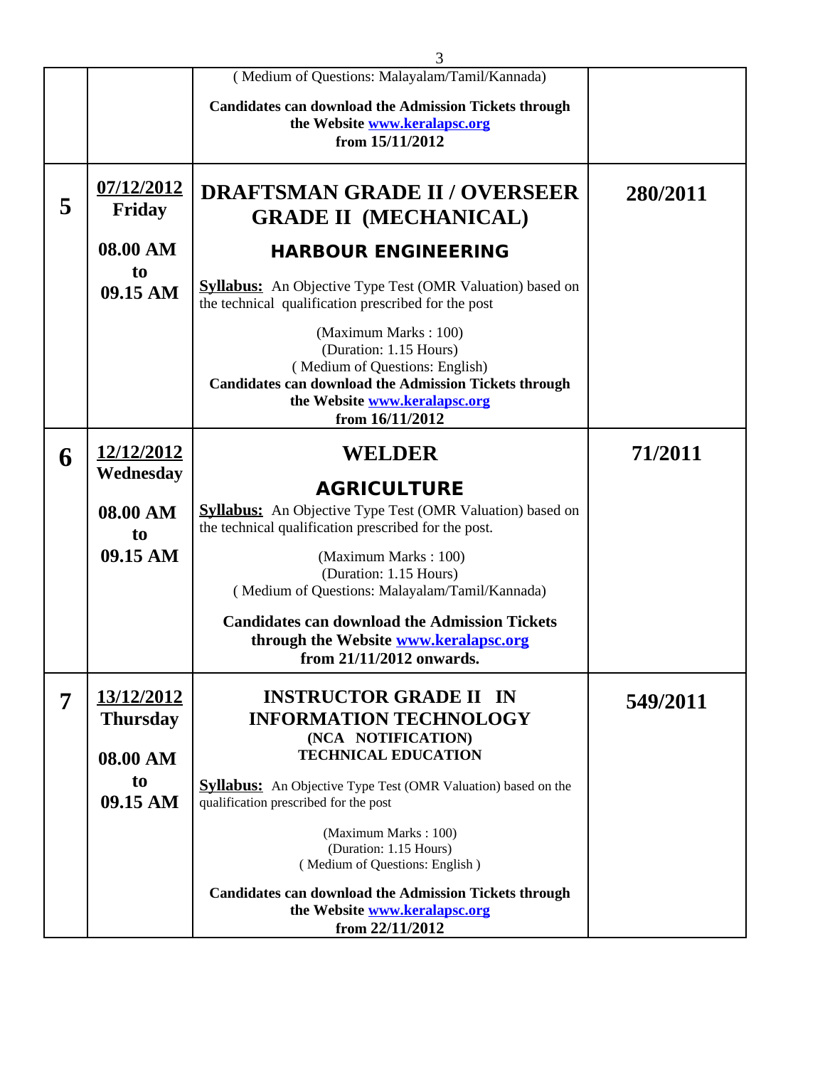| | | | |
|---|---|---|---|
| | | ( Medium of Questions: Malayalam/Tamil/Kannada)<br><br>**Candidates can download the Admission Tickets through the Website [www.keralapsc.org](http://www.keralapsc.org) from 15/11/2012** | |
| **5** | **07/12/2012**<br>**Friday**<br><br>**08.00 AM to 09.15 AM** | **DRAFTSMAN GRADE II / OVERSEER GRADE II (MECHANICAL)**<br><br>**HARBOUR ENGINEERING**<br><br>**Syllabus:** An Objective Type Test (OMR Valuation) based on the technical qualification prescribed for the post<br><br>(Maximum Marks : 100)<br>(Duration: 1.15 Hours)<br>( Medium of Questions: English)<br>**Candidates can download the Admission Tickets through the Website [www.keralapsc.org](http://www.keralapsc.org) from 16/11/2012** | **280/2011** |
| **6** | **12/12/2012**<br>**Wednesday**<br><br>**08.00 AM to 09.15 AM** | **WELDER**<br><br>**AGRICULTURE**<br>**Syllabus:** An Objective Type Test (OMR Valuation) based on the technical qualification prescribed for the post.<br><br>(Maximum Marks : 100)<br>(Duration: 1.15 Hours)<br>( Medium of Questions: Malayalam/Tamil/Kannada)<br><br>**Candidates can download the Admission Tickets through the Website [www.keralapsc.org](http://www.keralapsc.org) from 21/11/2012 onwards.** | **71/2011** |
| **7** | **13/12/2012**<br>**Thursday**<br><br>**08.00 AM to 09.15 AM** | **INSTRUCTOR GRADE II IN INFORMATION TECHNOLOGY**<br>**(NCA NOTIFICATION)**<br>**TECHNICAL EDUCATION**<br><br>**Syllabus:** An Objective Type Test (OMR Valuation) based on the qualification prescribed for the post<br><br>(Maximum Marks : 100)<br>(Duration: 1.15 Hours)<br>( Medium of Questions: English )<br><br>**Candidates can download the Admission Tickets through the Website [www.keralapsc.org](http://www.keralapsc.org) from 22/11/2012** | **549/2011** |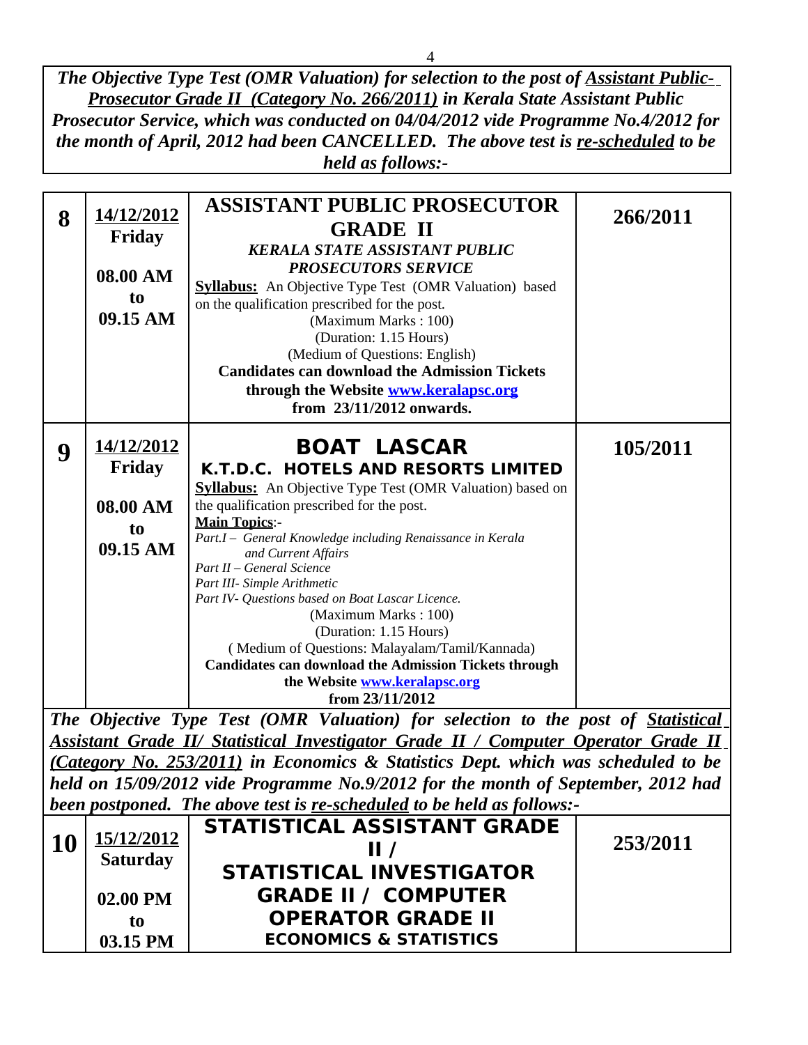***The Objective Type Test (OMR Valuation) for selection to the post of Assistant Public-Prosecutor Grade II (Category No. 266/2011) in Kerala State Assistant Public Prosecutor Service, which was conducted on 04/04/2012 vide Programme No.4/2012 for the month of April, 2012 had been CANCELLED. The above test is re-scheduled to be held as follows:-***

| | | | |
|---|---|---|---|
| **8** | **14/12/2012**<br>**Friday**<br><br>**08.00 AM**<br>**to**<br>**09.15 AM** | **ASSISTANT PUBLIC PROSECUTOR GRADE II**<br>***KERALA STATE ASSISTANT PUBLIC PROSECUTORS SERVICE***<br>**Syllabus:** An Objective Type Test (OMR Valuation) based on the qualification prescribed for the post.<br>(Maximum Marks : 100)<br>(Duration: 1.15 Hours)<br>(Medium of Questions: English)<br>**Candidates can download the Admission Tickets through the Website www.keralapsc.org from 23/11/2012 onwards.** | **266/2011** |
| **9** | **14/12/2012**<br>**Friday**<br><br>**08.00 AM**<br>**to**<br>**09.15 AM** | **BOAT LASCAR**<br>**K.T.D.C. HOTELS AND RESORTS LIMITED**<br>**Syllabus:** An Objective Type Test (OMR Valuation) based on the qualification prescribed for the post.<br>**Main Topics**:-<br>*Part.I – General Knowledge including Renaissance in Kerala and Current Affairs*<br>*Part II – General Science*<br>*Part III- Simple Arithmetic*<br>*Part IV- Questions based on Boat Lascar Licence.*<br>(Maximum Marks : 100)<br>(Duration: 1.15 Hours)<br>( Medium of Questions: Malayalam/Tamil/Kannada)<br>**Candidates can download the Admission Tickets through the Website www.keralapsc.org from 23/11/2012** | **105/2011** |

***The Objective Type Test (OMR Valuation) for selection to the post of Statistical Assistant Grade II/ Statistical Investigator Grade II / Computer Operator Grade II (Category No. 253/2011) in Economics & Statistics Dept. which was scheduled to be held on 15/09/2012 vide Programme No.9/2012 for the month of September, 2012 had been postponed. The above test is re-scheduled to be held as follows:-***

| | | | |
|---|---|---|---|
| **10** | **15/12/2012**<br>**Saturday**<br><br>**02.00 PM**<br>**to**<br>**03.15 PM** | **STATISTICAL ASSISTANT GRADE II / STATISTICAL INVESTIGATOR GRADE II / COMPUTER OPERATOR GRADE II**<br>**ECONOMICS & STATISTICS** | **253/2011** |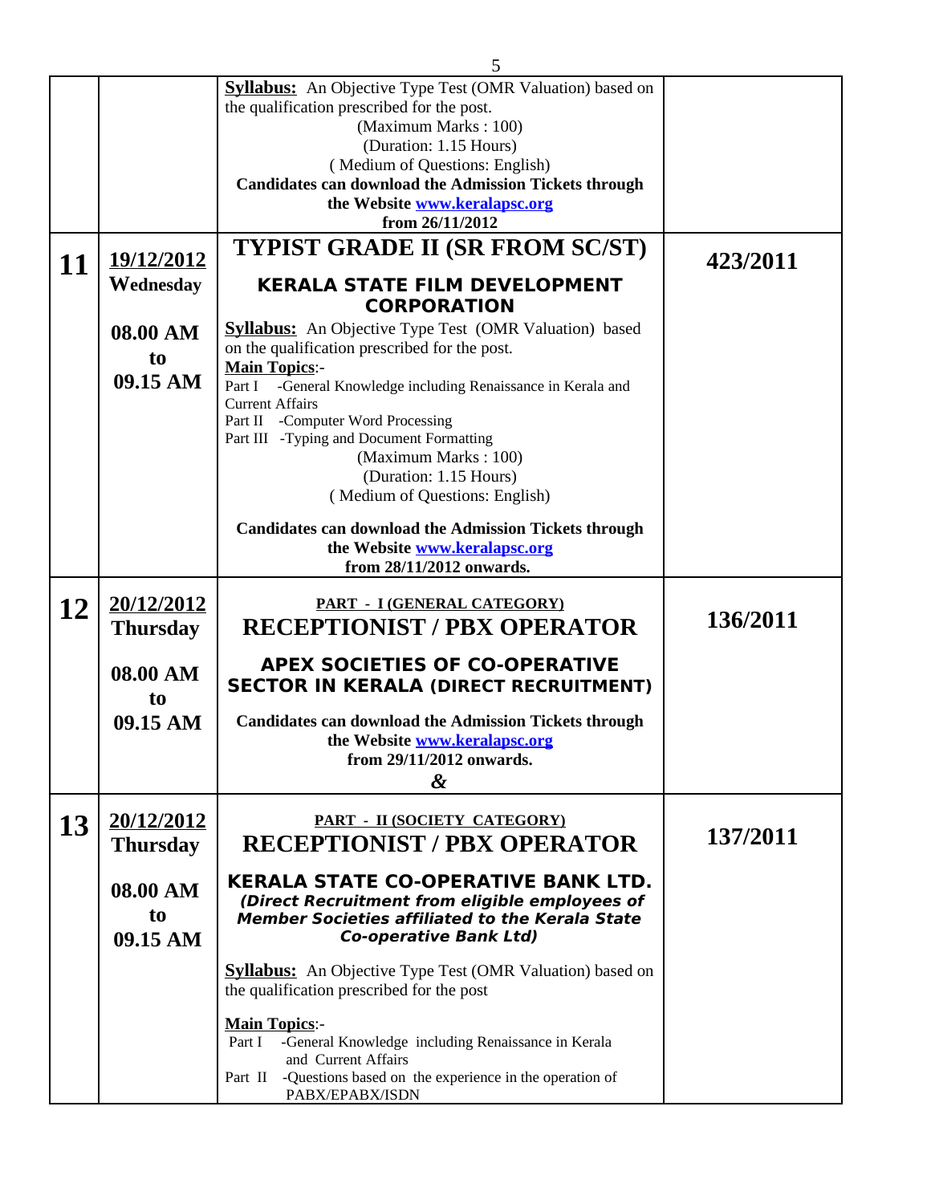| | | | |
|---|---|---|---|
| | | **Syllabus:** An Objective Type Test (OMR Valuation) based on the qualification prescribed for the post.<br>(Maximum Marks : 100)<br>(Duration: 1.15 Hours)<br>( Medium of Questions: English)<br>**Candidates can download the Admission Tickets through the Website www.keralapsc.org from 26/11/2012** | |
| **11** | **19/12/2012**<br>**Wednesday**<br><br>**08.00 AM to 09.15 AM** | **TYPIST GRADE II (SR FROM SC/ST)**<br><br>**KERALA STATE FILM DEVELOPMENT CORPORATION**<br><br>**Syllabus:** An Objective Type Test (OMR Valuation) based on the qualification prescribed for the post.<br>**Main Topics**:-<br>Part I -General Knowledge including Renaissance in Kerala and Current Affairs<br>Part II -Computer Word Processing<br>Part III -Typing and Document Formatting<br>(Maximum Marks : 100)<br>(Duration: 1.15 Hours)<br>( Medium of Questions: English)<br><br>**Candidates can download the Admission Tickets through the Website www.keralapsc.org from 28/11/2012 onwards.** | **423/2011** |
| **12** | **20/12/2012**<br>**Thursday**<br><br>**08.00 AM to 09.15 AM** | **PART - I (GENERAL CATEGORY)**<br>**RECEPTIONIST / PBX OPERATOR**<br><br>**APEX SOCIETIES OF CO-OPERATIVE SECTOR IN KERALA (DIRECT RECRUITMENT)**<br><br>**Candidates can download the Admission Tickets through the Website www.keralapsc.org from 29/11/2012 onwards.**<br>**&** | **136/2011** |
| **13** | **20/12/2012**<br>**Thursday**<br><br>**08.00 AM to 09.15 AM** | **PART - II (SOCIETY CATEGORY)**<br>**RECEPTIONIST / PBX OPERATOR**<br><br>**KERALA STATE CO-OPERATIVE BANK LTD.**<br>***(Direct Recruitment from eligible employees of Member Societies affiliated to the Kerala State Co-operative Bank Ltd)***<br><br>**Syllabus:** An Objective Type Test (OMR Valuation) based on the qualification prescribed for the post<br><br>**Main Topics**:-<br>Part I -General Knowledge including Renaissance in Kerala and Current Affairs<br>Part II -Questions based on the experience in the operation of PABX/EPABX/ISDN | **137/2011** |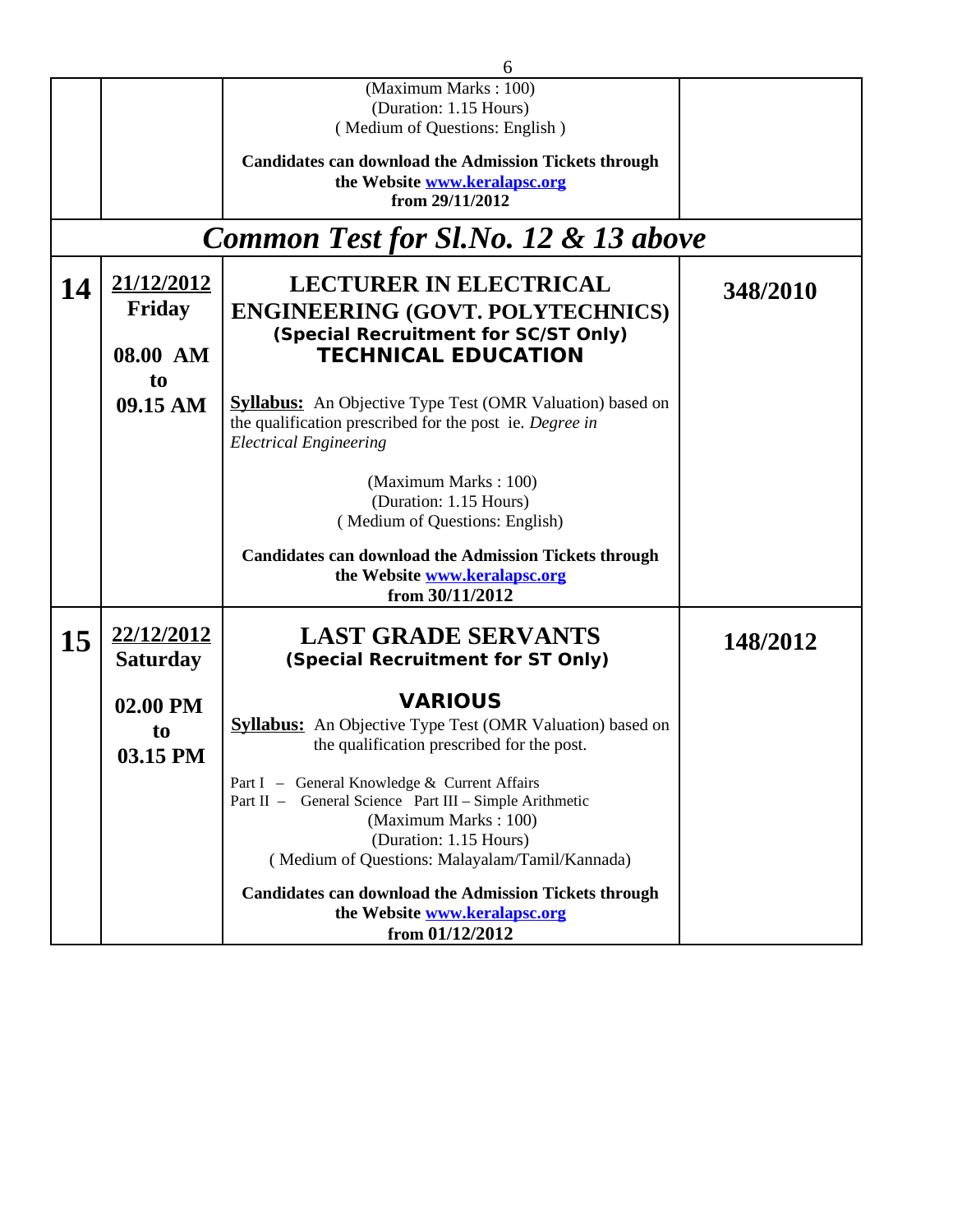| | | | |
|---|---|---|---|
| | | (Maximum Marks : 100)<br>(Duration: 1.15 Hours)<br>( Medium of Questions: English )<br><br>**Candidates can download the Admission Tickets through the Website [www.keralapsc.org](http://www.keralapsc.org) from 29/11/2012** | |
| ***Common Test for Sl.No. 12 & 13 above*** | | | |
| **14** | **21/12/2012**<br>**Friday**<br><br>**08.00 AM to 09.15 AM** | **LECTURER IN ELECTRICAL ENGINEERING (GOVT. POLYTECHNICS)**<br>**(Special Recruitment for SC/ST Only)**<br>**TECHNICAL EDUCATION**<br><br>**Syllabus:** An Objective Type Test (OMR Valuation) based on the qualification prescribed for the post ie. *Degree in Electrical Engineering*<br><br>(Maximum Marks : 100)<br>(Duration: 1.15 Hours)<br>( Medium of Questions: English)<br><br>**Candidates can download the Admission Tickets through the Website [www.keralapsc.org](http://www.keralapsc.org) from 30/11/2012** | **348/2010** |
| **15** | **22/12/2012**<br>**Saturday**<br><br>**02.00 PM to 03.15 PM** | **LAST GRADE SERVANTS**<br>**(Special Recruitment for ST Only)**<br><br>**VARIOUS**<br>**Syllabus:** An Objective Type Test (OMR Valuation) based on the qualification prescribed for the post.<br><br>Part I – General Knowledge & Current Affairs<br>Part II – General Science Part III – Simple Arithmetic<br>(Maximum Marks : 100)<br>(Duration: 1.15 Hours)<br>( Medium of Questions: Malayalam/Tamil/Kannada)<br><br>**Candidates can download the Admission Tickets through the Website [www.keralapsc.org](http://www.keralapsc.org) from 01/12/2012** | **148/2012** |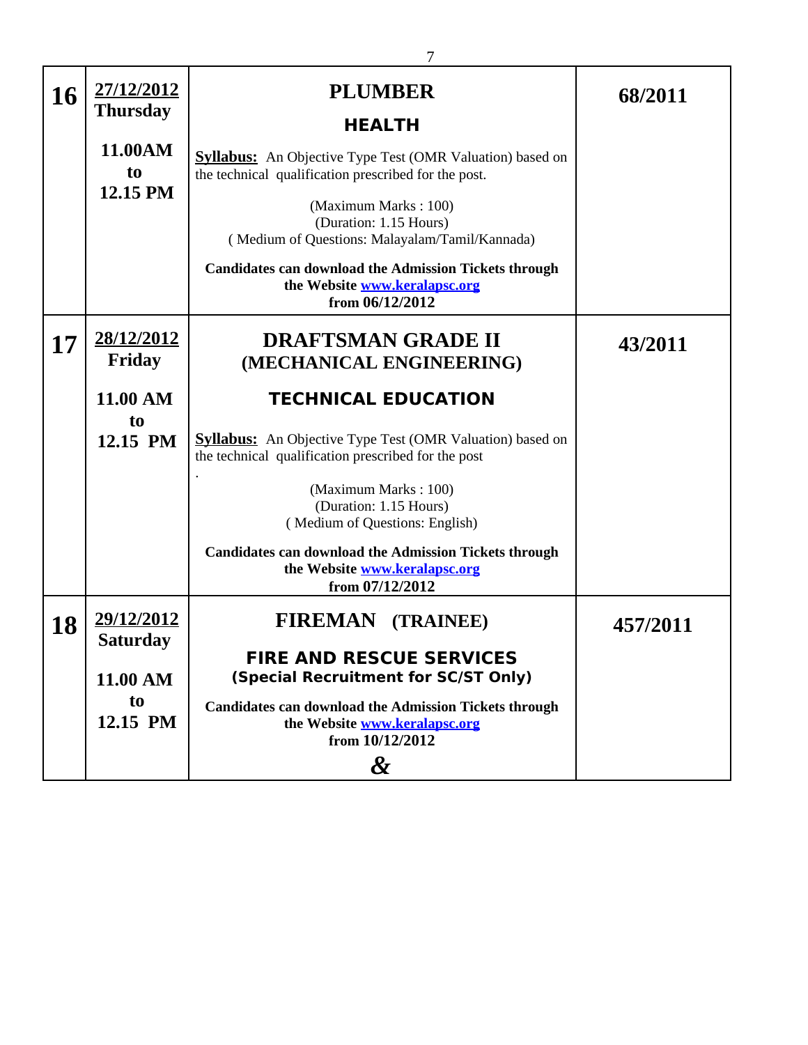| | | | |
|---|---|---|---|
| **16** | **27/12/2012**<br>**Thursday**<br><br>**11.00AM to 12.15 PM** | **PLUMBER**<br><br>**HEALTH**<br><br>**Syllabus:** An Objective Type Test (OMR Valuation) based on the technical qualification prescribed for the post.<br><br>(Maximum Marks : 100)<br>(Duration: 1.15 Hours)<br>( Medium of Questions: Malayalam/Tamil/Kannada)<br><br>**Candidates can download the Admission Tickets through the Website www.keralapsc.org from 06/12/2012** | **68/2011** |
| **17** | **28/12/2012**<br>**Friday**<br><br>**11.00 AM to 12.15 PM** | **DRAFTSMAN GRADE II (MECHANICAL ENGINEERING)**<br><br>**TECHNICAL EDUCATION**<br><br>**Syllabus:** An Objective Type Test (OMR Valuation) based on the technical qualification prescribed for the post.<br><br>(Maximum Marks : 100)<br>(Duration: 1.15 Hours)<br>( Medium of Questions: English)<br><br>**Candidates can download the Admission Tickets through the Website www.keralapsc.org from 07/12/2012** | **43/2011** |
| **18** | **29/12/2012**<br>**Saturday**<br><br>**11.00 AM to 12.15 PM** | **FIREMAN (TRAINEE)**<br><br>**FIRE AND RESCUE SERVICES**<br>**(Special Recruitment for SC/ST Only)**<br><br>**Candidates can download the Admission Tickets through the Website www.keralapsc.org from 10/12/2012**<br><br>**&** | **457/2011** |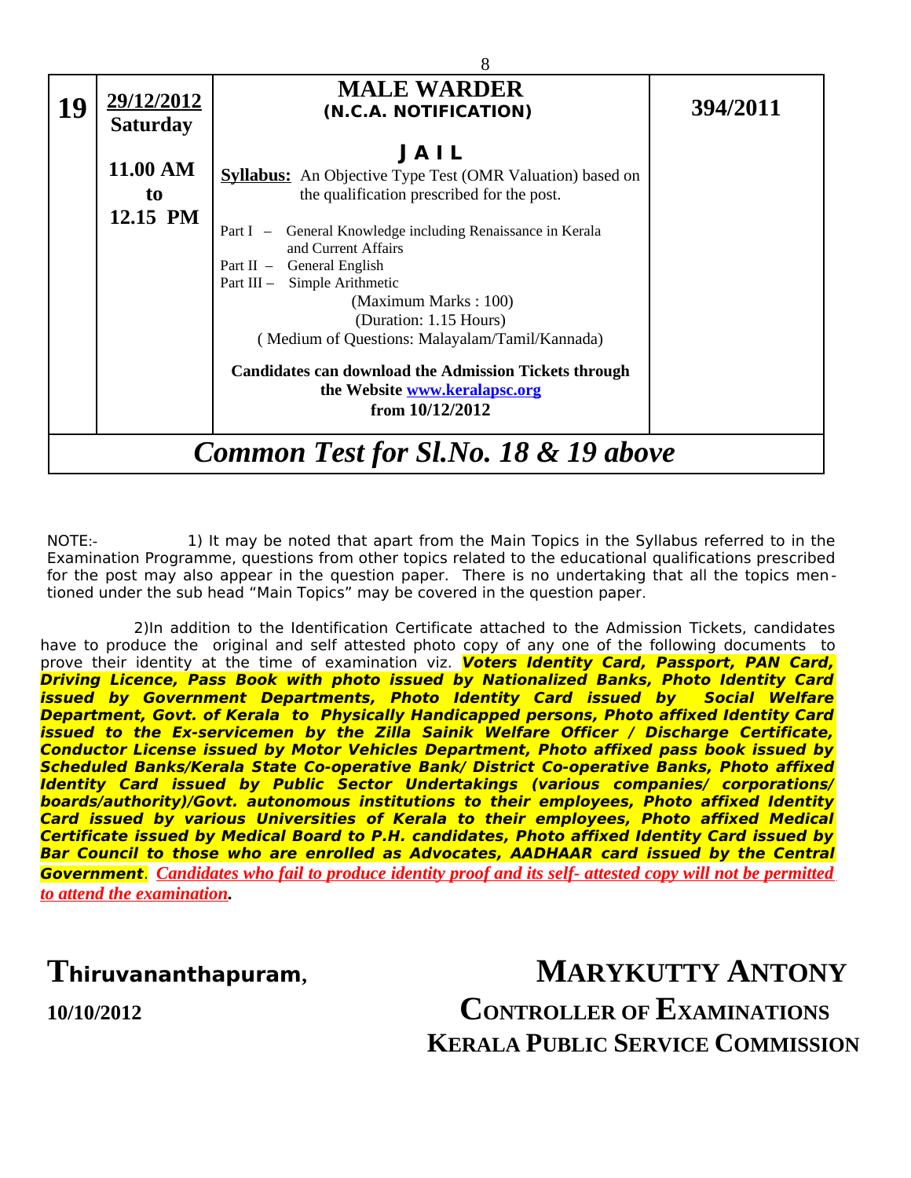| | | | |
|---|---|---|---|
| **19** | **29/12/2012**<br>**Saturday**<br><br>**11.00 AM**<br>**to**<br>**12.15 PM** | **MALE WARDER**<br>**(N.C.A. NOTIFICATION)**<br><br>**JAIL**<br>**Syllabus:** An Objective Type Test (OMR Valuation) based on the qualification prescribed for the post.<br><br>Part I – General Knowledge including Renaissance in Kerala and Current Affairs<br>Part II – General English<br>Part III – Simple Arithmetic<br>(Maximum Marks : 100)<br>(Duration: 1.15 Hours)<br>( Medium of Questions: Malayalam/Tamil/Kannada)<br><br>**Candidates can download the Admission Tickets through the Website www.keralapsc.org from 10/12/2012** | **394/2011** |
| ***Common Test for Sl.No. 18 & 19 above*** | | | |

NOTE:- 1) It may be noted that apart from the Main Topics in the Syllabus referred to in the Examination Programme, questions from other topics related to the educational qualifications prescribed for the post may also appear in the question paper. There is no undertaking that all the topics mentioned under the sub head "Main Topics" may be covered in the question paper.

2)In addition to the Identification Certificate attached to the Admission Tickets, candidates have to produce the original and self attested photo copy of any one of the following documents to prove their identity at the time of examination viz. ***Voters Identity Card, Passport, PAN Card, Driving Licence, Pass Book with photo issued by Nationalized Banks, Photo Identity Card issued by Government Departments, Photo Identity Card issued by Social Welfare Department, Govt. of Kerala to Physically Handicapped persons, Photo affixed Identity Card issued to the Ex-servicemen by the Zilla Sainik Welfare Officer / Discharge Certificate, Conductor License issued by Motor Vehicles Department, Photo affixed pass book issued by Scheduled Banks/Kerala State Co-operative Bank/ District Co-operative Banks, Photo affixed Identity Card issued by Public Sector Undertakings (various companies/ corporations/ boards/authority)/Govt. autonomous institutions to their employees, Photo affixed Identity Card issued by various Universities of Kerala to their employees, Photo affixed Medical Certificate issued by Medical Board to P.H. candidates, Photo affixed Identity Card issued by Bar Council to those who are enrolled as Advocates, AADHAAR card issued by the Central Government***. ***Candidates who fail to produce identity proof and its self- attested copy will not be permitted to attend the examination.***

**Thiruvananthapuram,**
**10/10/2012**

**MARYKUTTY ANTONY**
**CONTROLLER OF EXAMINATIONS**
**KERALA PUBLIC SERVICE COMMISSION**